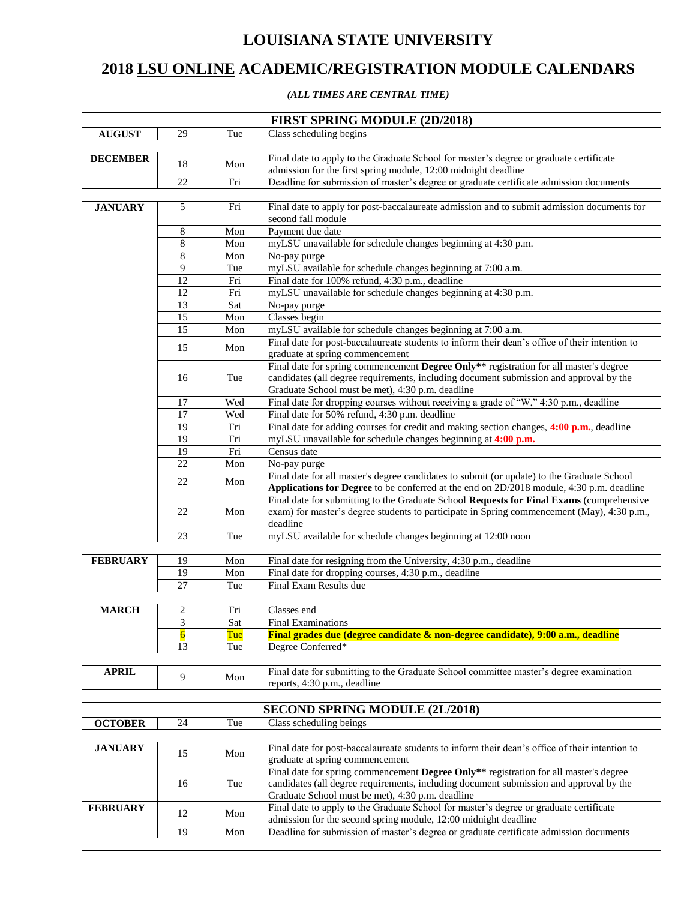# LOUISIANA STATE UNIVERSITY

# 2018 LSU ONLINE ACADEMIC/REGISTRATION MODULE CALENDARS

*(ALL TIMES ARE CENTRAL TIME)*

| FIRST SPRING MODULE (2D/2018) | | | |
|---|---|---|---|
| **AUGUST** | 29 | Tue | Class scheduling begins |
| | | | |
| **DECEMBER** | 18 | Mon | Final date to apply to the Graduate School for master's degree or graduate certificate admission for the first spring module, 12:00 midnight deadline |
| | 22 | Fri | Deadline for submission of master's degree or graduate certificate admission documents |
| | | | |
| **JANUARY** | 5 | Fri | Final date to apply for post-baccalaureate admission and to submit admission documents for second fall module |
| | 8 | Mon | Payment due date |
| | 8 | Mon | myLSU unavailable for schedule changes beginning at 4:30 p.m. |
| | 8 | Mon | No-pay purge |
| | 9 | Tue | myLSU available for schedule changes beginning at 7:00 a.m. |
| | 12 | Fri | Final date for 100% refund, 4:30 p.m., deadline |
| | 12 | Fri | myLSU unavailable for schedule changes beginning at 4:30 p.m. |
| | 13 | Sat | No-pay purge |
| | 15 | Mon | Classes begin |
| | 15 | Mon | myLSU available for schedule changes beginning at 7:00 a.m. |
| | 15 | Mon | Final date for post-baccalaureate students to inform their dean's office of their intention to graduate at spring commencement |
| | 16 | Tue | Final date for spring commencement **Degree Only**** registration for all master's degree candidates (all degree requirements, including document submission and approval by the Graduate School must be met), 4:30 p.m. deadline |
| | 17 | Wed | Final date for dropping courses without receiving a grade of "W," 4:30 p.m., deadline |
| | 17 | Wed | Final date for 50% refund, 4:30 p.m. deadline |
| | 19 | Fri | Final date for adding courses for credit and making section changes, **4:00 p.m.**, deadline |
| | 19 | Fri | myLSU unavailable for schedule changes beginning at **4:00 p.m.** |
| | 19 | Fri | Census date |
| | 22 | Mon | No-pay purge |
| | 22 | Mon | Final date for all master's degree candidates to submit (or update) to the Graduate School **Applications for Degree** to be conferred at the end on 2D/2018 module, 4:30 p.m. deadline |
| | 22 | Mon | Final date for submitting to the Graduate School **Requests for Final Exams** (comprehensive exam) for master's degree students to participate in Spring commencement (May), 4:30 p.m., deadline |
| | 23 | Tue | myLSU available for schedule changes beginning at 12:00 noon |
| | | | |
| **FEBRUARY** | 19 | Mon | Final date for resigning from the University, 4:30 p.m., deadline |
| | 19 | Mon | Final date for dropping courses, 4:30 p.m., deadline |
| | 27 | Tue | Final Exam Results due |
| | | | |
| **MARCH** | 2 | Fri | Classes end |
| | 3 | Sat | Final Examinations |
| | 6 | Tue | **Final grades due (degree candidate & non-degree candidate), 9:00 a.m., deadline** |
| | 13 | Tue | Degree Conferred* |
| | | | |
| **APRIL** | 9 | Mon | Final date for submitting to the Graduate School committee master's degree examination reports, 4:30 p.m., deadline |
| | | | |
| **SECOND SPRING MODULE (2L/2018)** | | | |
| **OCTOBER** | 24 | Tue | Class scheduling beings |
| | | | |
| **JANUARY** | 15 | Mon | Final date for post-baccalaureate students to inform their dean's office of their intention to graduate at spring commencement |
| | 16 | Tue | Final date for spring commencement **Degree Only**** registration for all master's degree candidates (all degree requirements, including document submission and approval by the Graduate School must be met), 4:30 p.m. deadline |
| **FEBRUARY** | 12 | Mon | Final date to apply to the Graduate School for master's degree or graduate certificate admission for the second spring module, 12:00 midnight deadline |
| | 19 | Mon | Deadline for submission of master's degree or graduate certificate admission documents |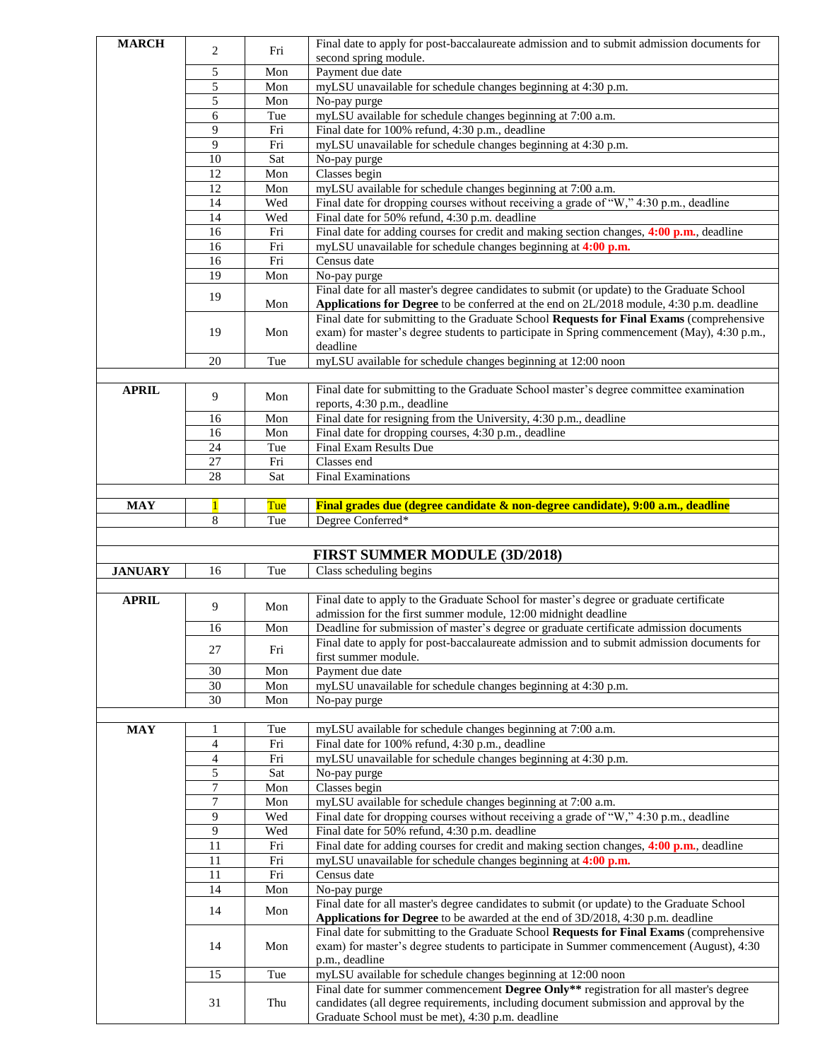| | | | |
|---|---|---|---|
| **MARCH** | 2 | Fri | Final date to apply for post-baccalaureate admission and to submit admission documents for second spring module. |
| | 5 | Mon | Payment due date |
| | 5 | Mon | myLSU unavailable for schedule changes beginning at 4:30 p.m. |
| | 5 | Mon | No-pay purge |
| | 6 | Tue | myLSU available for schedule changes beginning at 7:00 a.m. |
| | 9 | Fri | Final date for 100% refund, 4:30 p.m., deadline |
| | 9 | Fri | myLSU unavailable for schedule changes beginning at 4:30 p.m. |
| | 10 | Sat | No-pay purge |
| | 12 | Mon | Classes begin |
| | 12 | Mon | myLSU available for schedule changes beginning at 7:00 a.m. |
| | 14 | Wed | Final date for dropping courses without receiving a grade of "W," 4:30 p.m., deadline |
| | 14 | Wed | Final date for 50% refund, 4:30 p.m. deadline |
| | 16 | Fri | Final date for adding courses for credit and making section changes, **4:00 p.m.**, deadline |
| | 16 | Fri | myLSU unavailable for schedule changes beginning at **4:00 p.m.** |
| | 16 | Fri | Census date |
| | 19 | Mon | No-pay purge |
| | 19 | Mon | Final date for all master's degree candidates to submit (or update) to the Graduate School **Applications for Degree** to be conferred at the end on 2L/2018 module, 4:30 p.m. deadline |
| | 19 | Mon | Final date for submitting to the Graduate School **Requests for Final Exams** (comprehensive exam) for master's degree students to participate in Spring commencement (May), 4:30 p.m., deadline |
| | 20 | Tue | myLSU available for schedule changes beginning at 12:00 noon |
| | | | |
| **APRIL** | 9 | Mon | Final date for submitting to the Graduate School master's degree committee examination reports, 4:30 p.m., deadline |
| | 16 | Mon | Final date for resigning from the University, 4:30 p.m., deadline |
| | 16 | Mon | Final date for dropping courses, 4:30 p.m., deadline |
| | 24 | Tue | Final Exam Results Due |
| | 27 | Fri | Classes end |
| | 28 | Sat | Final Examinations |
| | | | |
| **MAY** | 1 | Tue | **Final grades due (degree candidate & non-degree candidate), 9:00 a.m., deadline** |
| | 8 | Tue | Degree Conferred* |
| | | | |
| | | | **FIRST SUMMER MODULE (3D/2018)** |
| **JANUARY** | 16 | Tue | Class scheduling begins |
| | | | |
| **APRIL** | 9 | Mon | Final date to apply to the Graduate School for master's degree or graduate certificate admission for the first summer module, 12:00 midnight deadline |
| | 16 | Mon | Deadline for submission of master's degree or graduate certificate admission documents |
| | 27 | Fri | Final date to apply for post-baccalaureate admission and to submit admission documents for first summer module. |
| | 30 | Mon | Payment due date |
| | 30 | Mon | myLSU unavailable for schedule changes beginning at 4:30 p.m. |
| | 30 | Mon | No-pay purge |
| | | | |
| **MAY** | 1 | Tue | myLSU available for schedule changes beginning at 7:00 a.m. |
| | 4 | Fri | Final date for 100% refund, 4:30 p.m., deadline |
| | 4 | Fri | myLSU unavailable for schedule changes beginning at 4:30 p.m. |
| | 5 | Sat | No-pay purge |
| | 7 | Mon | Classes begin |
| | 7 | Mon | myLSU available for schedule changes beginning at 7:00 a.m. |
| | 9 | Wed | Final date for dropping courses without receiving a grade of "W," 4:30 p.m., deadline |
| | 9 | Wed | Final date for 50% refund, 4:30 p.m. deadline |
| | 11 | Fri | Final date for adding courses for credit and making section changes, **4:00 p.m.**, deadline |
| | 11 | Fri | myLSU unavailable for schedule changes beginning at **4:00 p.m.** |
| | 11 | Fri | Census date |
| | 14 | Mon | No-pay purge |
| | 14 | Mon | Final date for all master's degree candidates to submit (or update) to the Graduate School **Applications for Degree** to be awarded at the end of 3D/2018, 4:30 p.m. deadline |
| | 14 | Mon | Final date for submitting to the Graduate School **Requests for Final Exams** (comprehensive exam) for master's degree students to participate in Summer commencement (August), 4:30 p.m., deadline |
| | 15 | Tue | myLSU available for schedule changes beginning at 12:00 noon |
| | 31 | Thu | Final date for summer commencement **Degree Only**** registration for all master's degree candidates (all degree requirements, including document submission and approval by the Graduate School must be met), 4:30 p.m. deadline |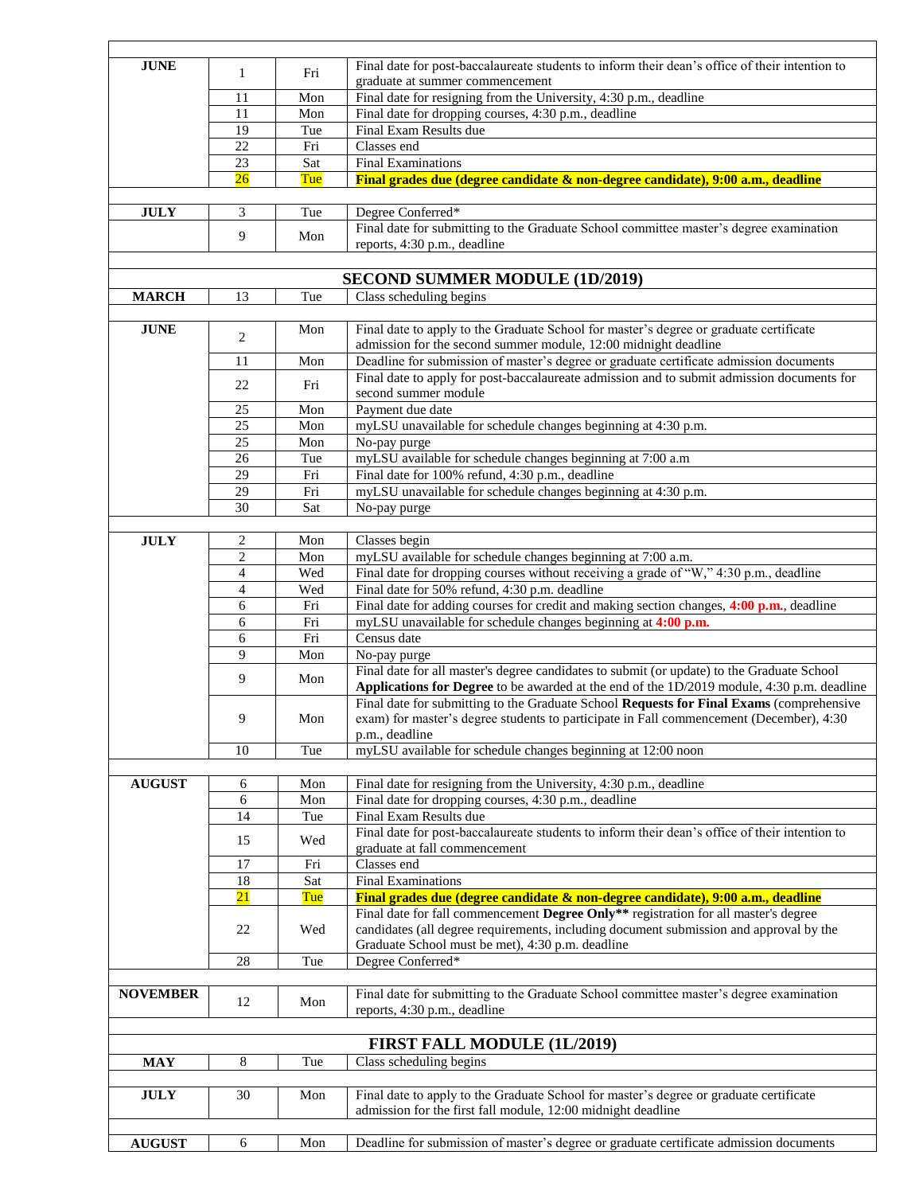| | | | |
|---|---|---|---|
| **JUNE** | 1 | Fri | Final date for post-baccalaureate students to inform their dean's office of their intention to graduate at summer commencement |
| | 11 | Mon | Final date for resigning from the University, 4:30 p.m., deadline |
| | 11 | Mon | Final date for dropping courses, 4:30 p.m., deadline |
| | 19 | Tue | Final Exam Results due |
| | 22 | Fri | Classes end |
| | 23 | Sat | Final Examinations |
| | 26 | Tue | **Final grades due (degree candidate & non-degree candidate), 9:00 a.m., deadline** |
| | | | |
| **JULY** | 3 | Tue | Degree Conferred* |
| | 9 | Mon | Final date for submitting to the Graduate School committee master's degree examination reports, 4:30 p.m., deadline |
| | | | |
| **SECOND SUMMER MODULE (1D/2019)** | | | |
| **MARCH** | 13 | Tue | Class scheduling begins |
| | | | |
| **JUNE** | 2 | Mon | Final date to apply to the Graduate School for master's degree or graduate certificate admission for the second summer module, 12:00 midnight deadline |
| | 11 | Mon | Deadline for submission of master's degree or graduate certificate admission documents |
| | 22 | Fri | Final date to apply for post-baccalaureate admission and to submit admission documents for second summer module |
| | 25 | Mon | Payment due date |
| | 25 | Mon | myLSU unavailable for schedule changes beginning at 4:30 p.m. |
| | 25 | Mon | No-pay purge |
| | 26 | Tue | myLSU available for schedule changes beginning at 7:00 a.m |
| | 29 | Fri | Final date for 100% refund, 4:30 p.m., deadline |
| | 29 | Fri | myLSU unavailable for schedule changes beginning at 4:30 p.m. |
| | 30 | Sat | No-pay purge |
| | | | |
| **JULY** | 2 | Mon | Classes begin |
| | 2 | Mon | myLSU available for schedule changes beginning at 7:00 a.m. |
| | 4 | Wed | Final date for dropping courses without receiving a grade of "W," 4:30 p.m., deadline |
| | 4 | Wed | Final date for 50% refund, 4:30 p.m. deadline |
| | 6 | Fri | Final date for adding courses for credit and making section changes, **4:00 p.m.**, deadline |
| | 6 | Fri | myLSU unavailable for schedule changes beginning at **4:00 p.m.** |
| | 6 | Fri | Census date |
| | 9 | Mon | No-pay purge |
| | 9 | Mon | Final date for all master's degree candidates to submit (or update) to the Graduate School **Applications for Degree** to be awarded at the end of the 1D/2019 module, 4:30 p.m. deadline |
| | 9 | Mon | Final date for submitting to the Graduate School **Requests for Final Exams** (comprehensive exam) for master's degree students to participate in Fall commencement (December), 4:30 p.m., deadline |
| | 10 | Tue | myLSU available for schedule changes beginning at 12:00 noon |
| | | | |
| **AUGUST** | 6 | Mon | Final date for resigning from the University, 4:30 p.m., deadline |
| | 6 | Mon | Final date for dropping courses, 4:30 p.m., deadline |
| | 14 | Tue | Final Exam Results due |
| | 15 | Wed | Final date for post-baccalaureate students to inform their dean's office of their intention to graduate at fall commencement |
| | 17 | Fri | Classes end |
| | 18 | Sat | Final Examinations |
| | 21 | Tue | **Final grades due (degree candidate & non-degree candidate), 9:00 a.m., deadline** |
| | 22 | Wed | Final date for fall commencement **Degree Only**** registration for all master's degree candidates (all degree requirements, including document submission and approval by the Graduate School must be met), 4:30 p.m. deadline |
| | 28 | Tue | Degree Conferred* |
| | | | |
| **NOVEMBER** | 12 | Mon | Final date for submitting to the Graduate School committee master's degree examination reports, 4:30 p.m., deadline |
| | | | |
| **FIRST FALL MODULE (1L/2019)** | | | |
| **MAY** | 8 | Tue | Class scheduling begins |
| | | | |
| **JULY** | 30 | Mon | Final date to apply to the Graduate School for master's degree or graduate certificate admission for the first fall module, 12:00 midnight deadline |
| | | | |
| **AUGUST** | 6 | Mon | Deadline for submission of master's degree or graduate certificate admission documents |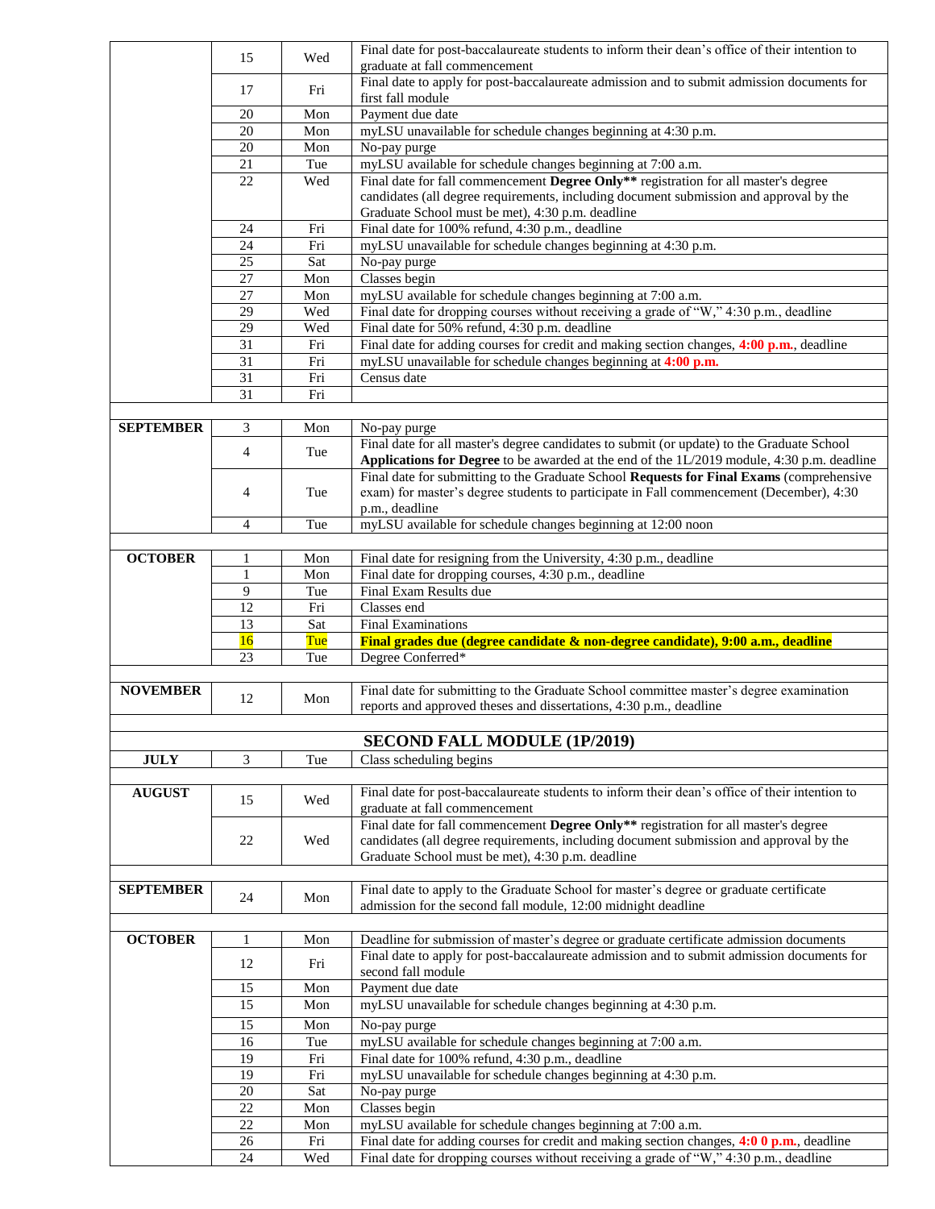| | | | |
|---|---|---|---|
| | 15 | Wed | Final date for post-baccalaureate students to inform their dean's office of their intention to graduate at fall commencement |
| | 17 | Fri | Final date to apply for post-baccalaureate admission and to submit admission documents for first fall module |
| | 20 | Mon | Payment due date |
| | 20 | Mon | myLSU unavailable for schedule changes beginning at 4:30 p.m. |
| | 20 | Mon | No-pay purge |
| | 21 | Tue | myLSU available for schedule changes beginning at 7:00 a.m. |
| | 22 | Wed | Final date for fall commencement **Degree Only**** registration for all master's degree candidates (all degree requirements, including document submission and approval by the Graduate School must be met), 4:30 p.m. deadline |
| | 24 | Fri | Final date for 100% refund, 4:30 p.m., deadline |
| | 24 | Fri | myLSU unavailable for schedule changes beginning at 4:30 p.m. |
| | 25 | Sat | No-pay purge |
| | 27 | Mon | Classes begin |
| | 27 | Mon | myLSU available for schedule changes beginning at 7:00 a.m. |
| | 29 | Wed | Final date for dropping courses without receiving a grade of "W," 4:30 p.m., deadline |
| | 29 | Wed | Final date for 50% refund, 4:30 p.m. deadline |
| | 31 | Fri | Final date for adding courses for credit and making section changes, **4:00 p.m.**, deadline |
| | 31 | Fri | myLSU unavailable for schedule changes beginning at **4:00 p.m.** |
| | 31 | Fri | Census date |
| | 31 | Fri | |
| | | | |
| **SEPTEMBER** | 3 | Mon | No-pay purge |
| | 4 | Tue | Final date for all master's degree candidates to submit (or update) to the Graduate School **Applications for Degree** to be awarded at the end of the 1L/2019 module, 4:30 p.m. deadline |
| | 4 | Tue | Final date for submitting to the Graduate School **Requests for Final Exams** (comprehensive exam) for master's degree students to participate in Fall commencement (December), 4:30 p.m., deadline |
| | 4 | Tue | myLSU available for schedule changes beginning at 12:00 noon |
| | | | |
| **OCTOBER** | 1 | Mon | Final date for resigning from the University, 4:30 p.m., deadline |
| | 1 | Mon | Final date for dropping courses, 4:30 p.m., deadline |
| | 9 | Tue | Final Exam Results due |
| | 12 | Fri | Classes end |
| | 13 | Sat | Final Examinations |
| | 16 | Tue | **Final grades due (degree candidate & non-degree candidate), 9:00 a.m., deadline** |
| | 23 | Tue | Degree Conferred* |
| | | | |
| **NOVEMBER** | 12 | Mon | Final date for submitting to the Graduate School committee master's degree examination reports and approved theses and dissertations, 4:30 p.m., deadline |
| | | | |
| | | | **SECOND FALL MODULE (1P/2019)** |
| **JULY** | 3 | Tue | Class scheduling begins |
| | | | |
| **AUGUST** | 15 | Wed | Final date for post-baccalaureate students to inform their dean's office of their intention to graduate at fall commencement |
| | 22 | Wed | Final date for fall commencement **Degree Only**** registration for all master's degree candidates (all degree requirements, including document submission and approval by the Graduate School must be met), 4:30 p.m. deadline |
| | | | |
| **SEPTEMBER** | 24 | Mon | Final date to apply to the Graduate School for master's degree or graduate certificate admission for the second fall module, 12:00 midnight deadline |
| | | | |
| **OCTOBER** | 1 | Mon | Deadline for submission of master's degree or graduate certificate admission documents |
| | 12 | Fri | Final date to apply for post-baccalaureate admission and to submit admission documents for second fall module |
| | 15 | Mon | Payment due date |
| | 15 | Mon | myLSU unavailable for schedule changes beginning at 4:30 p.m. |
| | 15 | Mon | No-pay purge |
| | 16 | Tue | myLSU available for schedule changes beginning at 7:00 a.m. |
| | 19 | Fri | Final date for 100% refund, 4:30 p.m., deadline |
| | 19 | Fri | myLSU unavailable for schedule changes beginning at 4:30 p.m. |
| | 20 | Sat | No-pay purge |
| | 22 | Mon | Classes begin |
| | 22 | Mon | myLSU available for schedule changes beginning at 7:00 a.m. |
| | 26 | Fri | Final date for adding courses for credit and making section changes, **4:0 0 p.m.**, deadline |
| | 24 | Wed | Final date for dropping courses without receiving a grade of "W," 4:30 p.m., deadline |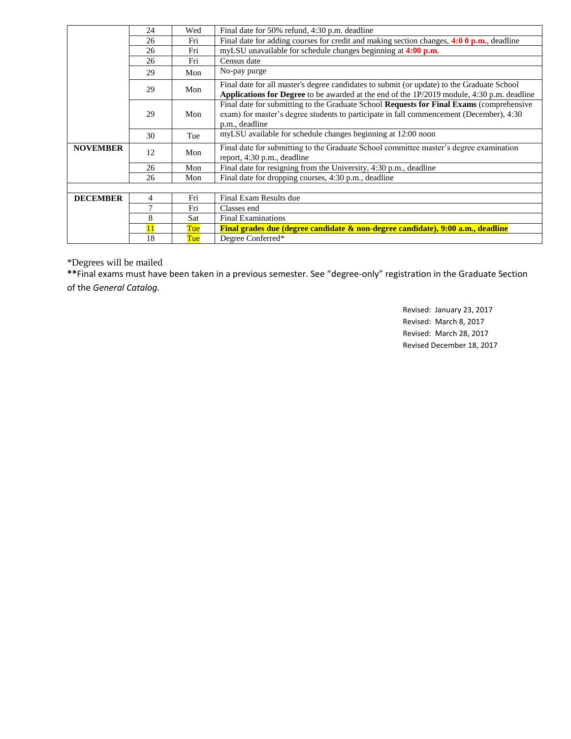| | | | |
|---|---|---|---|
| | 24 | Wed | Final date for 50% refund, 4:30 p.m. deadline |
| | 26 | Fri | Final date for adding courses for credit and making section changes, **4:0 0 p.m.**, deadline |
| | 26 | Fri | myLSU unavailable for schedule changes beginning at **4:00 p.m.** |
| | 26 | Fri | Census date |
| | 29 | Mon | No-pay purge |
| | 29 | Mon | Final date for all master's degree candidates to submit (or update) to the Graduate School **Applications for Degree** to be awarded at the end of the 1P/2019 module, 4:30 p.m. deadline |
| | 29 | Mon | Final date for submitting to the Graduate School **Requests for Final Exams** (comprehensive exam) for master's degree students to participate in fall commencement (December), 4:30 p.m., deadline |
| | 30 | Tue | myLSU available for schedule changes beginning at 12:00 noon |
| **NOVEMBER** | 12 | Mon | Final date for submitting to the Graduate School committee master's degree examination report, 4:30 p.m., deadline |
| | 26 | Mon | Final date for resigning from the University, 4:30 p.m., deadline |
| | 26 | Mon | Final date for dropping courses, 4:30 p.m., deadline |
| | | | |
| **DECEMBER** | 4 | Fri | Final Exam Results due |
| | 7 | Fri | Classes end |
| | 8 | Sat | Final Examinations |
| | 11 | Tue | **Final grades due (degree candidate & non-degree candidate), 9:00 a.m., deadline** |
| | 18 | Tue | Degree Conferred* |

*Degrees will be mailed

**Final exams must have been taken in a previous semester. See "degree-only" registration in the Graduate Section of the *General Catalog.*

Revised: January 23, 2017
Revised: March 8, 2017
Revised: March 28, 2017
Revised December 18, 2017